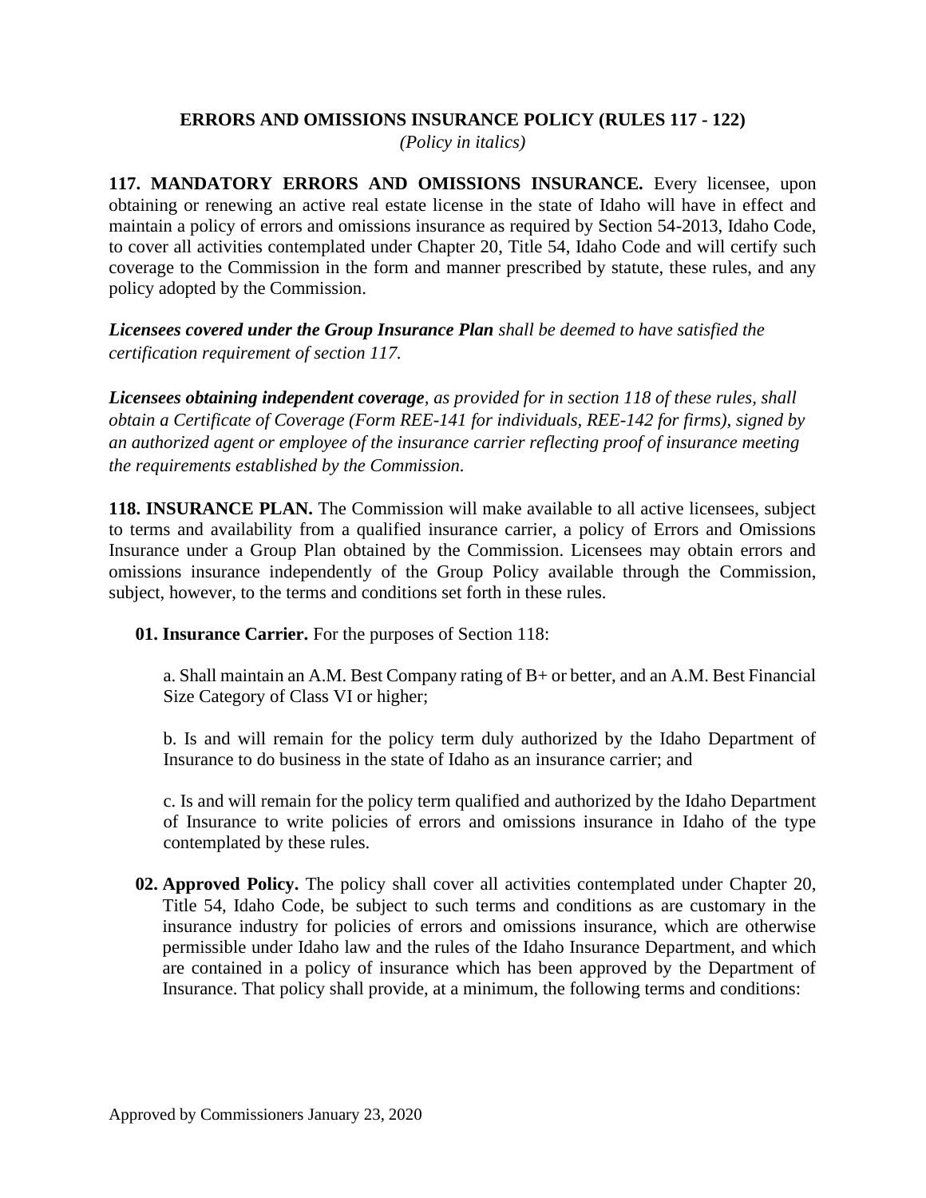## ERRORS AND OMISSIONS INSURANCE POLICY (RULES 117 - 122)

*(Policy in italics)*

**117. MANDATORY ERRORS AND OMISSIONS INSURANCE.** Every licensee, upon obtaining or renewing an active real estate license in the state of Idaho will have in effect and maintain a policy of errors and omissions insurance as required by Section 54-2013, Idaho Code, to cover all activities contemplated under Chapter 20, Title 54, Idaho Code and will certify such coverage to the Commission in the form and manner prescribed by statute, these rules, and any policy adopted by the Commission.

***Licensees covered under the Group Insurance Plan*** *shall be deemed to have satisfied the certification requirement of section 117.*

***Licensees obtaining independent coverage****, as provided for in section 118 of these rules, shall obtain a Certificate of Coverage (Form REE-141 for individuals, REE-142 for firms), signed by an authorized agent or employee of the insurance carrier reflecting proof of insurance meeting the requirements established by the Commission.*

**118. INSURANCE PLAN.** The Commission will make available to all active licensees, subject to terms and availability from a qualified insurance carrier, a policy of Errors and Omissions Insurance under a Group Plan obtained by the Commission. Licensees may obtain errors and omissions insurance independently of the Group Policy available through the Commission, subject, however, to the terms and conditions set forth in these rules.

**01. Insurance Carrier.** For the purposes of Section 118:

a. Shall maintain an A.M. Best Company rating of B+ or better, and an A.M. Best Financial Size Category of Class VI or higher;

b. Is and will remain for the policy term duly authorized by the Idaho Department of Insurance to do business in the state of Idaho as an insurance carrier; and

c. Is and will remain for the policy term qualified and authorized by the Idaho Department of Insurance to write policies of errors and omissions insurance in Idaho of the type contemplated by these rules.

**02. Approved Policy.** The policy shall cover all activities contemplated under Chapter 20, Title 54, Idaho Code, be subject to such terms and conditions as are customary in the insurance industry for policies of errors and omissions insurance, which are otherwise permissible under Idaho law and the rules of the Idaho Insurance Department, and which are contained in a policy of insurance which has been approved by the Department of Insurance. That policy shall provide, at a minimum, the following terms and conditions:

Approved by Commissioners January 23, 2020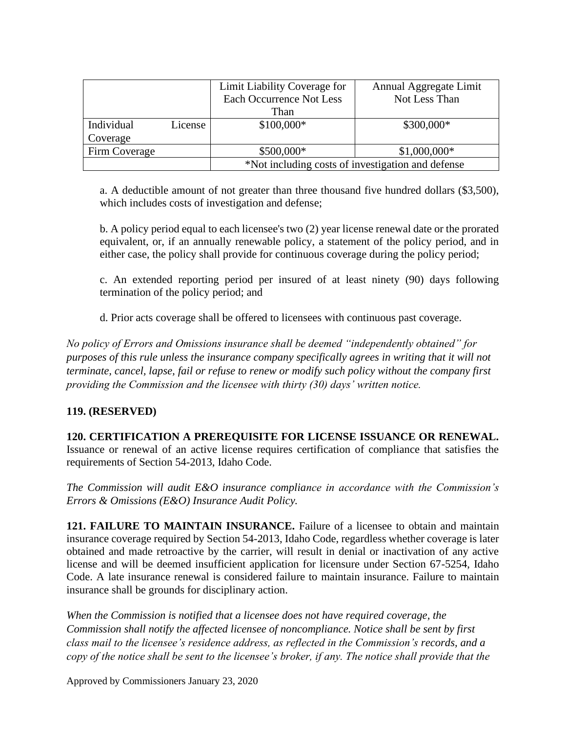| | Limit Liability Coverage for Each Occurrence Not Less Than | Annual Aggregate Limit Not Less Than |
| --- | --- | --- |
| Individual License Coverage | $100,000* | $300,000* |
| Firm Coverage | $500,000* | $1,000,000* |
| | *Not including costs of investigation and defense | |

a. A deductible amount of not greater than three thousand five hundred dollars ($3,500), which includes costs of investigation and defense;

b. A policy period equal to each licensee's two (2) year license renewal date or the prorated equivalent, or, if an annually renewable policy, a statement of the policy period, and in either case, the policy shall provide for continuous coverage during the policy period;

c. An extended reporting period per insured of at least ninety (90) days following termination of the policy period; and

d. Prior acts coverage shall be offered to licensees with continuous past coverage.

*No policy of Errors and Omissions insurance shall be deemed "independently obtained" for purposes of this rule unless the insurance company specifically agrees in writing that it will not terminate, cancel, lapse, fail or refuse to renew or modify such policy without the company first providing the Commission and the licensee with thirty (30) days' written notice.*

**119. (RESERVED)**

**120. CERTIFICATION A PREREQUISITE FOR LICENSE ISSUANCE OR RENEWAL.** Issuance or renewal of an active license requires certification of compliance that satisfies the requirements of Section 54-2013, Idaho Code.

*The Commission will audit E&O insurance compliance in accordance with the Commission's Errors & Omissions (E&O) Insurance Audit Policy.*

**121. FAILURE TO MAINTAIN INSURANCE.** Failure of a licensee to obtain and maintain insurance coverage required by Section 54-2013, Idaho Code, regardless whether coverage is later obtained and made retroactive by the carrier, will result in denial or inactivation of any active license and will be deemed insufficient application for licensure under Section 67-5254, Idaho Code. A late insurance renewal is considered failure to maintain insurance. Failure to maintain insurance shall be grounds for disciplinary action.

*When the Commission is notified that a licensee does not have required coverage, the Commission shall notify the affected licensee of noncompliance. Notice shall be sent by first class mail to the licensee's residence address, as reflected in the Commission's records, and a copy of the notice shall be sent to the licensee's broker, if any. The notice shall provide that the*

Approved by Commissioners January 23, 2020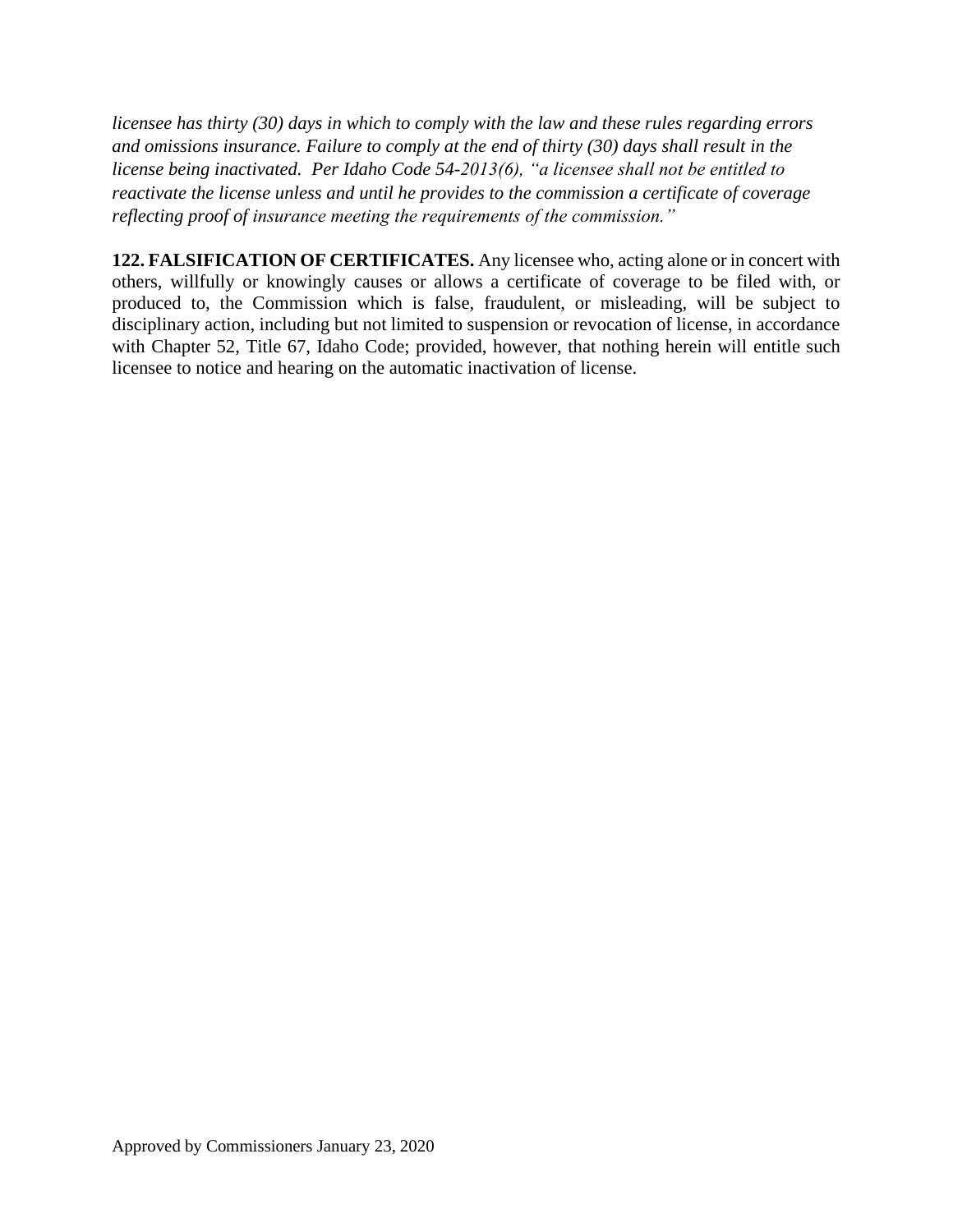*licensee has thirty (30) days in which to comply with the law and these rules regarding errors and omissions insurance. Failure to comply at the end of thirty (30) days shall result in the license being inactivated. Per Idaho Code 54-2013(6), "a licensee shall not be entitled to reactivate the license unless and until he provides to the commission a certificate of coverage reflecting proof of insurance meeting the requirements of the commission."*

**122. FALSIFICATION OF CERTIFICATES.** Any licensee who, acting alone or in concert with others, willfully or knowingly causes or allows a certificate of coverage to be filed with, or produced to, the Commission which is false, fraudulent, or misleading, will be subject to disciplinary action, including but not limited to suspension or revocation of license, in accordance with Chapter 52, Title 67, Idaho Code; provided, however, that nothing herein will entitle such licensee to notice and hearing on the automatic inactivation of license.

Approved by Commissioners January 23, 2020